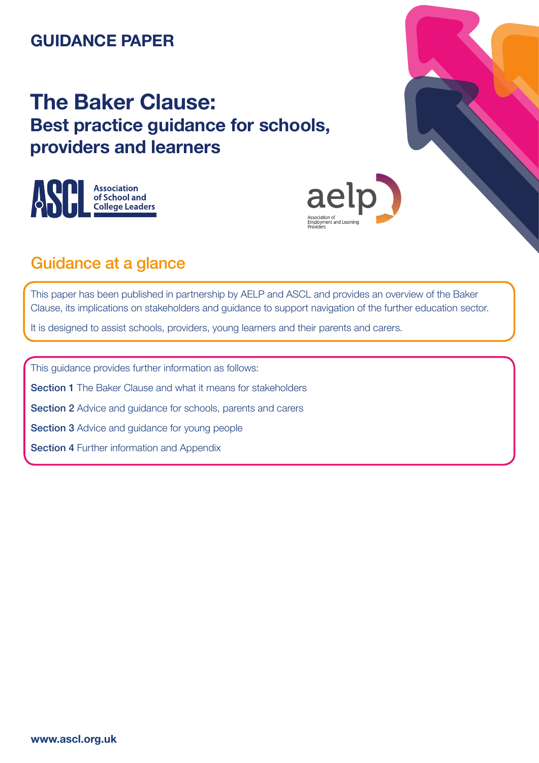GUIDANCE PAPER

# The Baker Clause:
## Best practice guidance for schools, providers and learners

ASCL Association of School and College Leaders

aelp Association of Employment and Learning Providers

## Guidance at a glance

This paper has been published in partnership by AELP and ASCL and provides an overview of the Baker Clause, its implications on stakeholders and guidance to support navigation of the further education sector.

It is designed to assist schools, providers, young learners and their parents and carers.

This guidance provides further information as follows:

**Section 1** The Baker Clause and what it means for stakeholders

**Section 2** Advice and guidance for schools, parents and carers

**Section 3** Advice and guidance for young people

**Section 4** Further information and Appendix

**www.ascl.org.uk**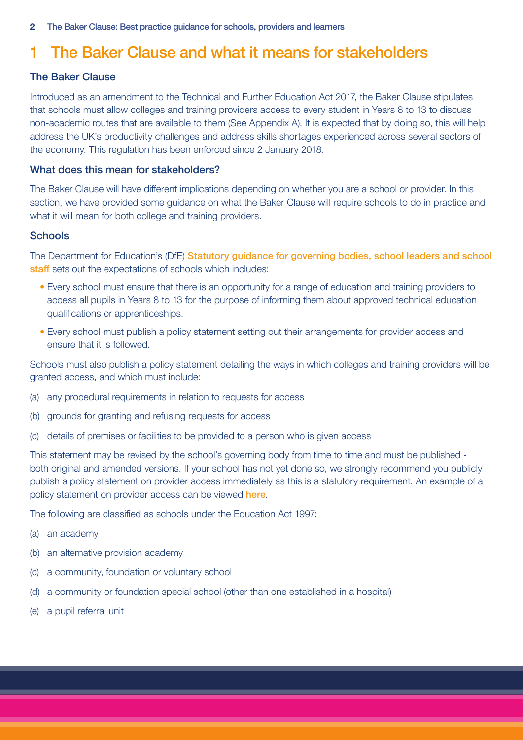# 1 The Baker Clause and what it means for stakeholders

### The Baker Clause

Introduced as an amendment to the Technical and Further Education Act 2017, the Baker Clause stipulates that schools must allow colleges and training providers access to every student in Years 8 to 13 to discuss non-academic routes that are available to them (See Appendix A). It is expected that by doing so, this will help address the UK's productivity challenges and address skills shortages experienced across several sectors of the economy. This regulation has been enforced since 2 January 2018.

### What does this mean for stakeholders?

The Baker Clause will have different implications depending on whether you are a school or provider. In this section, we have provided some guidance on what the Baker Clause will require schools to do in practice and what it will mean for both college and training providers.

### Schools

The Department for Education's (DfE) Statutory guidance for governing bodies, school leaders and school staff sets out the expectations of schools which includes:

- Every school must ensure that there is an opportunity for a range of education and training providers to access all pupils in Years 8 to 13 for the purpose of informing them about approved technical education qualifications or apprenticeships.
- Every school must publish a policy statement setting out their arrangements for provider access and ensure that it is followed.

Schools must also publish a policy statement detailing the ways in which colleges and training providers will be granted access, and which must include:

(a) any procedural requirements in relation to requests for access

(b) grounds for granting and refusing requests for access

(c) details of premises or facilities to be provided to a person who is given access

This statement may be revised by the school's governing body from time to time and must be published - both original and amended versions. If your school has not yet done so, we strongly recommend you publicly publish a policy statement on provider access immediately as this is a statutory requirement. An example of a policy statement on provider access can be viewed here.

The following are classified as schools under the Education Act 1997:

(a) an academy

(b) an alternative provision academy

(c) a community, foundation or voluntary school

(d) a community or foundation special school (other than one established in a hospital)

(e) a pupil referral unit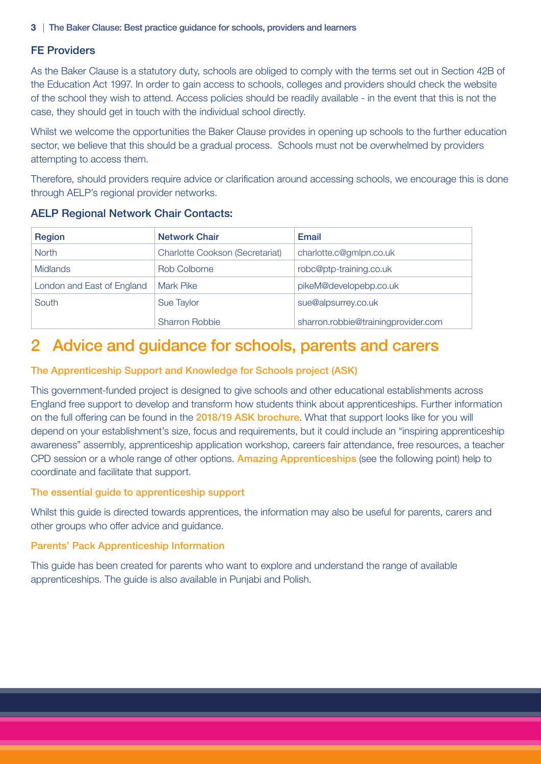### FE Providers

As the Baker Clause is a statutory duty, schools are obliged to comply with the terms set out in Section 42B of the Education Act 1997. In order to gain access to schools, colleges and providers should check the website of the school they wish to attend. Access policies should be readily available - in the event that this is not the case, they should get in touch with the individual school directly.

Whilst we welcome the opportunities the Baker Clause provides in opening up schools to the further education sector, we believe that this should be a gradual process. Schools must not be overwhelmed by providers attempting to access them.

Therefore, should providers require advice or clarification around accessing schools, we encourage this is done through AELP's regional provider networks.

### AELP Regional Network Chair Contacts:

| Region | Network Chair | Email |
|---|---|---|
| North | Charlotte Cookson (Secretariat) | charlotte.c@gmlpn.co.uk |
| Midlands | Rob Colborne | robc@ptp-training.co.uk |
| London and East of England | Mark Pike | pikeM@developebp.co.uk |
| South | Sue Taylor | sue@alpsurrey.co.uk |
| | Sharron Robbie | sharron.robbie@trainingprovider.com |

## 2 Advice and guidance for schools, parents and carers

### The Apprenticeship Support and Knowledge for Schools project (ASK)

This government-funded project is designed to give schools and other educational establishments across England free support to develop and transform how students think about apprenticeships. Further information on the full offering can be found in the 2018/19 ASK brochure. What that support looks like for you will depend on your establishment's size, focus and requirements, but it could include an "inspiring apprenticeship awareness" assembly, apprenticeship application workshop, careers fair attendance, free resources, a teacher CPD session or a whole range of other options. Amazing Apprenticeships (see the following point) help to coordinate and facilitate that support.

### The essential guide to apprenticeship support

Whilst this guide is directed towards apprentices, the information may also be useful for parents, carers and other groups who offer advice and guidance.

### Parents' Pack Apprenticeship Information

This guide has been created for parents who want to explore and understand the range of available apprenticeships. The guide is also available in Punjabi and Polish.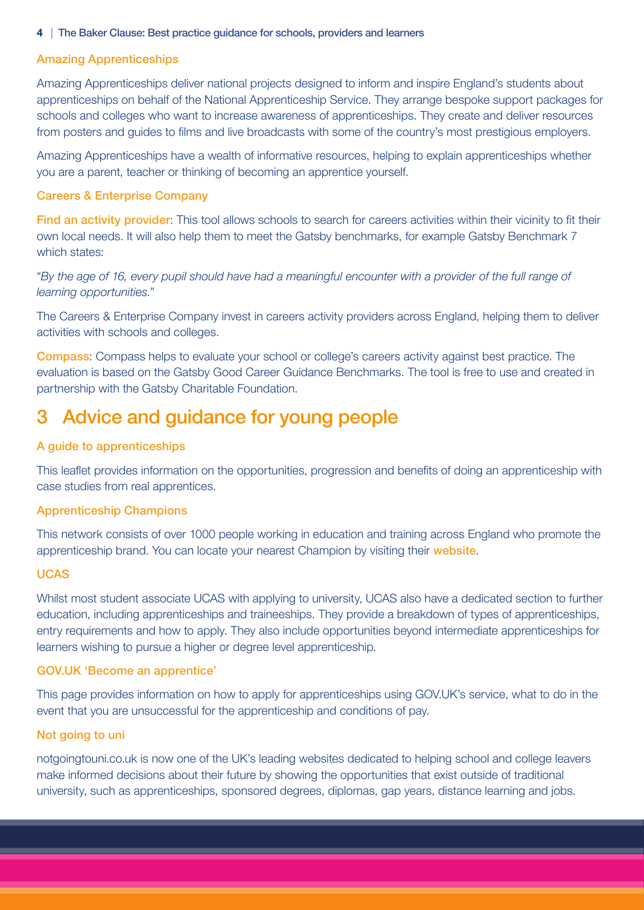### Amazing Apprenticeships

Amazing Apprenticeships deliver national projects designed to inform and inspire England's students about apprenticeships on behalf of the National Apprenticeship Service. They arrange bespoke support packages for schools and colleges who want to increase awareness of apprenticeships. They create and deliver resources from posters and guides to films and live broadcasts with some of the country's most prestigious employers.

Amazing Apprenticeships have a wealth of informative resources, helping to explain apprenticeships whether you are a parent, teacher or thinking of becoming an apprentice yourself.

### Careers & Enterprise Company

**Find an activity provider**: This tool allows schools to search for careers activities within their vicinity to fit their own local needs. It will also help them to meet the Gatsby benchmarks, for example Gatsby Benchmark 7 which states:

"*By the age of 16, every pupil should have had a meaningful encounter with a provider of the full range of learning opportunities.*"

The Careers & Enterprise Company invest in careers activity providers across England, helping them to deliver activities with schools and colleges.

**Compass**: Compass helps to evaluate your school or college's careers activity against best practice. The evaluation is based on the Gatsby Good Career Guidance Benchmarks. The tool is free to use and created in partnership with the Gatsby Charitable Foundation.

## 3 Advice and guidance for young people

### A guide to apprenticeships

This leaflet provides information on the opportunities, progression and benefits of doing an apprenticeship with case studies from real apprentices.

### Apprenticeship Champions

This network consists of over 1000 people working in education and training across England who promote the apprenticeship brand. You can locate your nearest Champion by visiting their website.

### UCAS

Whilst most student associate UCAS with applying to university, UCAS also have a dedicated section to further education, including apprenticeships and traineeships. They provide a breakdown of types of apprenticeships, entry requirements and how to apply. They also include opportunities beyond intermediate apprenticeships for learners wishing to pursue a higher or degree level apprenticeship.

### GOV.UK 'Become an apprentice'

This page provides information on how to apply for apprenticeships using GOV.UK's service, what to do in the event that you are unsuccessful for the apprenticeship and conditions of pay.

### Not going to uni

notgoingtouni.co.uk is now one of the UK's leading websites dedicated to helping school and college leavers make informed decisions about their future by showing the opportunities that exist outside of traditional university, such as apprenticeships, sponsored degrees, diplomas, gap years, distance learning and jobs.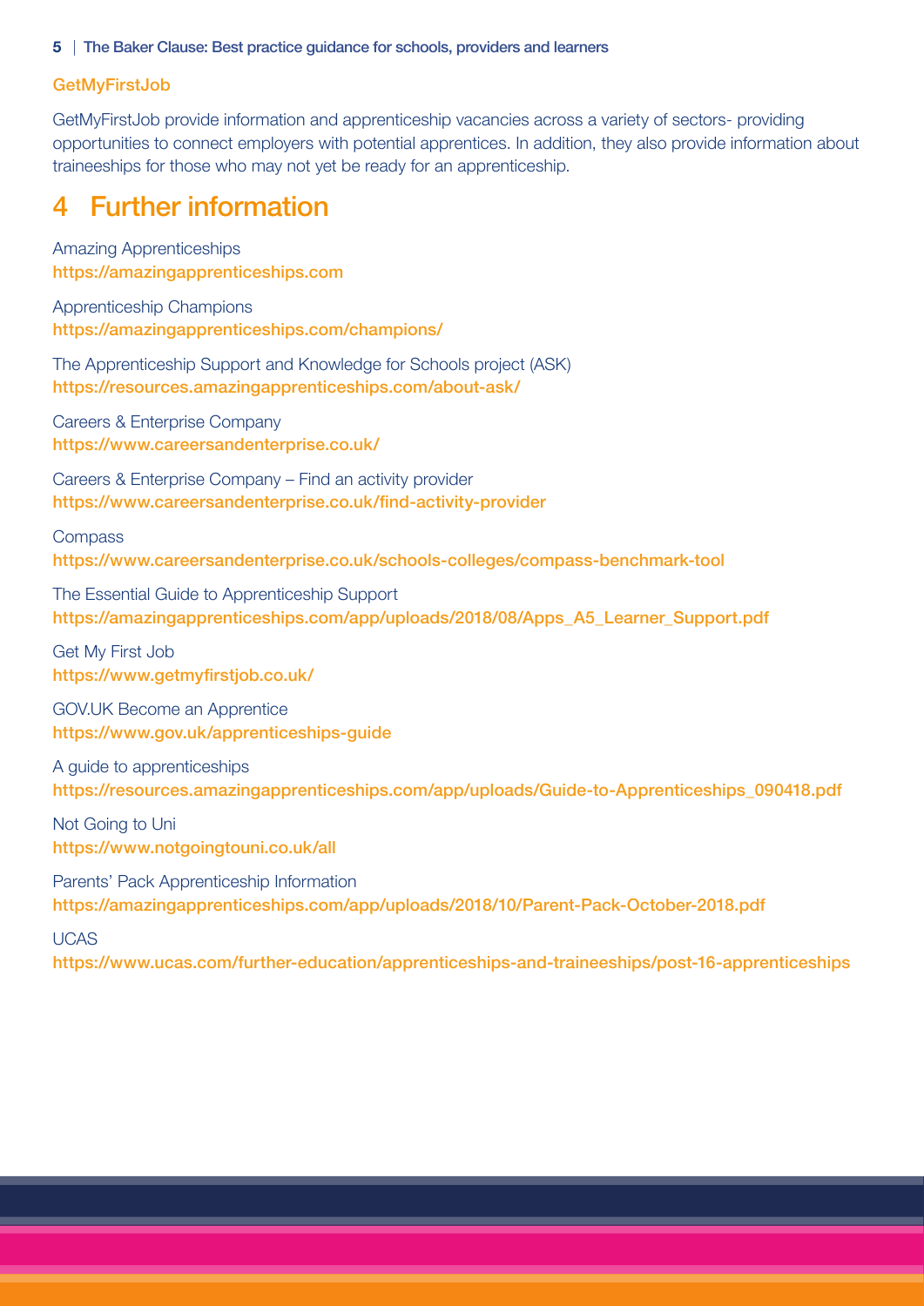### GetMyFirstJob

GetMyFirstJob provide information and apprenticeship vacancies across a variety of sectors- providing opportunities to connect employers with potential apprentices. In addition, they also provide information about traineeships for those who may not yet be ready for an apprenticeship.

# 4 Further information

Amazing Apprenticeships
https://amazingapprenticeships.com

Apprenticeship Champions
https://amazingapprenticeships.com/champions/

The Apprenticeship Support and Knowledge for Schools project (ASK)
https://resources.amazingapprenticeships.com/about-ask/

Careers & Enterprise Company
https://www.careersandenterprise.co.uk/

Careers & Enterprise Company – Find an activity provider
https://www.careersandenterprise.co.uk/find-activity-provider

Compass
https://www.careersandenterprise.co.uk/schools-colleges/compass-benchmark-tool

The Essential Guide to Apprenticeship Support
https://amazingapprenticeships.com/app/uploads/2018/08/Apps_A5_Learner_Support.pdf

Get My First Job
https://www.getmyfirstjob.co.uk/

GOV.UK Become an Apprentice
https://www.gov.uk/apprenticeships-guide

A guide to apprenticeships
https://resources.amazingapprenticeships.com/app/uploads/Guide-to-Apprenticeships_090418.pdf

Not Going to Uni
https://www.notgoingtouni.co.uk/all

Parents' Pack Apprenticeship Information
https://amazingapprenticeships.com/app/uploads/2018/10/Parent-Pack-October-2018.pdf

UCAS
https://www.ucas.com/further-education/apprenticeships-and-traineeships/post-16-apprenticeships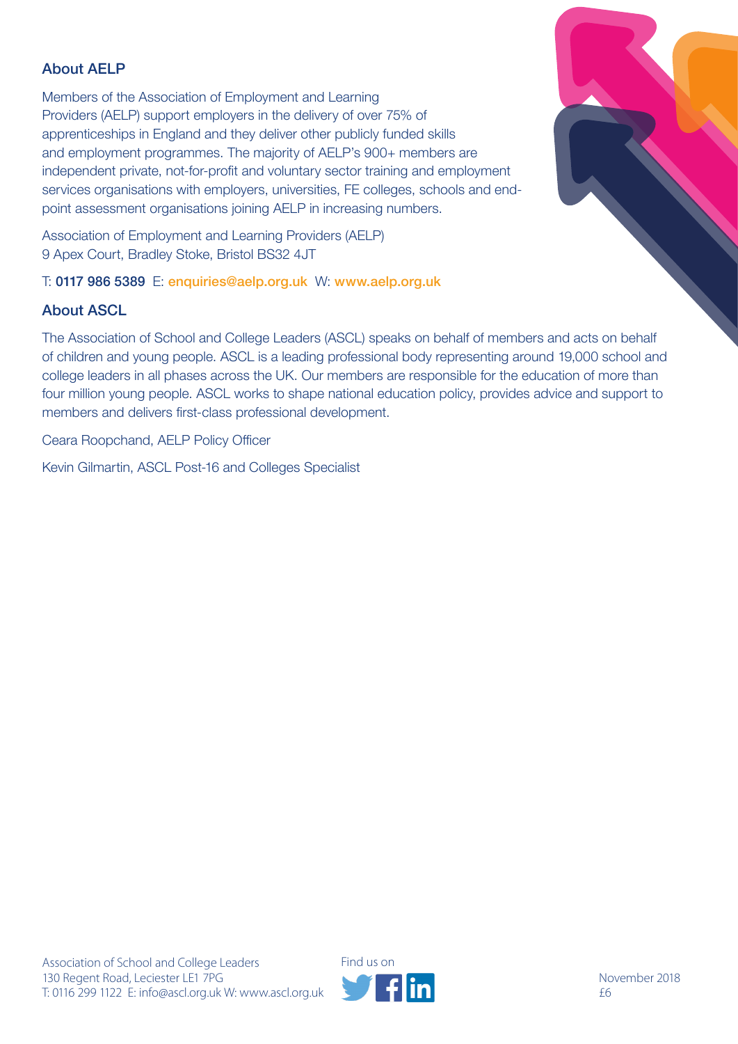## About AELP

Members of the Association of Employment and Learning Providers (AELP) support employers in the delivery of over 75% of apprenticeships in England and they deliver other publicly funded skills and employment programmes. The majority of AELP's 900+ members are independent private, not-for-profit and voluntary sector training and employment services organisations with employers, universities, FE colleges, schools and end-point assessment organisations joining AELP in increasing numbers.

Association of Employment and Learning Providers (AELP)
9 Apex Court, Bradley Stoke, Bristol BS32 4JT

T: **0117 986 5389** E: **enquiries@aelp.org.uk** W: **www.aelp.org.uk**

## About ASCL

The Association of School and College Leaders (ASCL) speaks on behalf of members and acts on behalf of children and young people. ASCL is a leading professional body representing around 19,000 school and college leaders in all phases across the UK. Our members are responsible for the education of more than four million young people. ASCL works to shape national education policy, provides advice and support to members and delivers first-class professional development.

Ceara Roopchand, AELP Policy Officer

Kevin Gilmartin, ASCL Post-16 and Colleges Specialist

Association of School and College Leaders
130 Regent Road, Leciester LE1 7PG
T: 0116 299 1122 E: info@ascl.org.uk W: www.ascl.org.uk

Find us on

November 2018
£6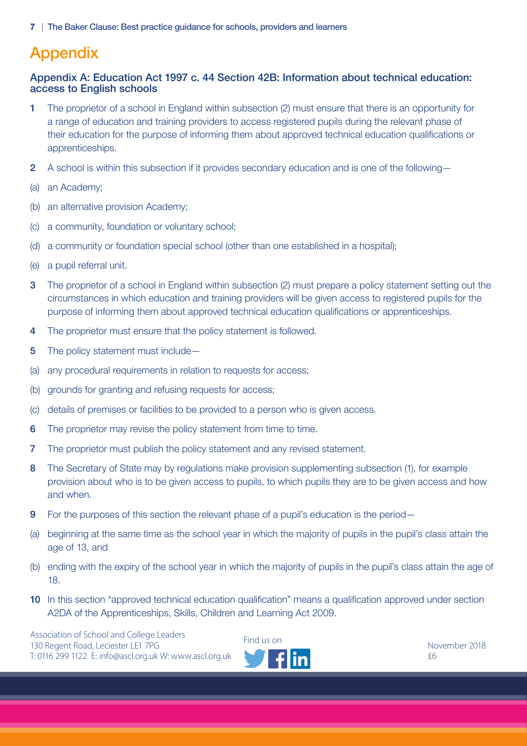# Appendix

## Appendix A: Education Act 1997 c. 44 Section 42B: Information about technical education: access to English schools

1 The proprietor of a school in England within subsection (2) must ensure that there is an opportunity for a range of education and training providers to access registered pupils during the relevant phase of their education for the purpose of informing them about approved technical education qualifications or apprenticeships.

2 A school is within this subsection if it provides secondary education and is one of the following—

(a) an Academy;

(b) an alternative provision Academy;

(c) a community, foundation or voluntary school;

(d) a community or foundation special school (other than one established in a hospital);

(e) a pupil referral unit.

3 The proprietor of a school in England within subsection (2) must prepare a policy statement setting out the circumstances in which education and training providers will be given access to registered pupils for the purpose of informing them about approved technical education qualifications or apprenticeships.

4 The proprietor must ensure that the policy statement is followed.

5 The policy statement must include—

(a) any procedural requirements in relation to requests for access;

(b) grounds for granting and refusing requests for access;

(c) details of premises or facilities to be provided to a person who is given access.

6 The proprietor may revise the policy statement from time to time.

7 The proprietor must publish the policy statement and any revised statement.

8 The Secretary of State may by regulations make provision supplementing subsection (1), for example provision about who is to be given access to pupils, to which pupils they are to be given access and how and when.

9 For the purposes of this section the relevant phase of a pupil's education is the period—

(a) beginning at the same time as the school year in which the majority of pupils in the pupil's class attain the age of 13, and

(b) ending with the expiry of the school year in which the majority of pupils in the pupil's class attain the age of 18.

10 In this section "approved technical education qualification" means a qualification approved under section A2DA of the Apprenticeships, Skills, Children and Learning Act 2009.

Association of School and College Leaders
130 Regent Road, Leciester LE1 7PG
T: 0116 299 1122 E: info@ascl.org.uk W: www.ascl.org.uk

Find us on

November 2018
£6